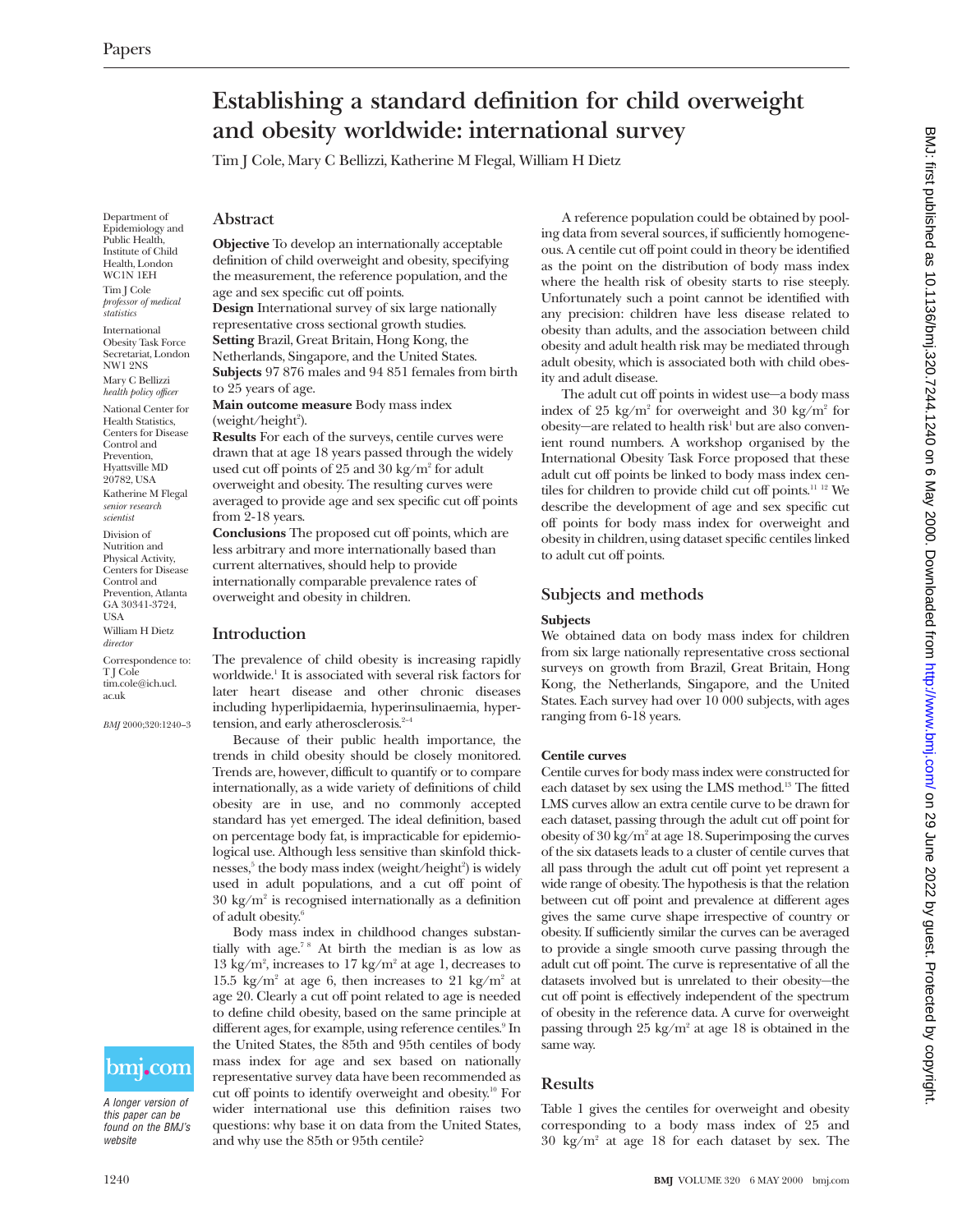# Establishing a standard definition for child overweight and obesity worldwide: international survey

Tim J Cole, Mary C Bellizzi, Katherine M Flegal, William H Dietz

Department of Epidemiology and Public Health, Institute of Child Health, London WC1N 1EH

Tim J Cole *professor of medical statistics*

International Obesity Task Force Secretariat, London NW1 2NS

Mary C Bellizzi *health policy officer*

National Center for Health Statistics, Centers for Disease Control and Prevention, Hyattsville MD 20782, USA

Katherine M Flegal *senior research scientist*

Division of Nutrition and Physical Activity, Centers for Disease Control and Prevention, Atlanta GA 30341-3724, USA

William H Dietz *director*

Correspondence to: T J Cole tim.cole@ich.ucl.ac.uk

*BMJ* 2000;320:1240–3

*A longer version of this paper can be found on the BMJ's website*

## Abstract

**Objective** To develop an internationally acceptable definition of child overweight and obesity, specifying the measurement, the reference population, and the age and sex specific cut off points.

**Design** International survey of six large nationally representative cross sectional growth studies.

**Setting** Brazil, Great Britain, Hong Kong, the Netherlands, Singapore, and the United States.

**Subjects** 97 876 males and 94 851 females from birth to 25 years of age.

**Main outcome measure** Body mass index (weight/height$^2$).

**Results** For each of the surveys, centile curves were drawn that at age 18 years passed through the widely used cut off points of 25 and 30 kg/m$^2$ for adult overweight and obesity. The resulting curves were averaged to provide age and sex specific cut off points from 2-18 years.

**Conclusions** The proposed cut off points, which are less arbitrary and more internationally based than current alternatives, should help to provide internationally comparable prevalence rates of overweight and obesity in children.

## Introduction

The prevalence of child obesity is increasing rapidly worldwide.[1] It is associated with several risk factors for later heart disease and other chronic diseases including hyperlipidaemia, hyperinsulinaemia, hypertension, and early atherosclerosis.[2–4]

Because of their public health importance, the trends in child obesity should be closely monitored. Trends are, however, difficult to quantify or to compare internationally, as a wide variety of definitions of child obesity are in use, and no commonly accepted standard has yet emerged. The ideal definition, based on percentage body fat, is impracticable for epidemiological use. Although less sensitive than skinfold thicknesses,[5] the body mass index (weight/height$^2$) is widely used in adult populations, and a cut off point of 30 kg/m$^2$ is recognised internationally as a definition of adult obesity.[6]

Body mass index in childhood changes substantially with age.[7 8] At birth the median is as low as 13 kg/m$^2$, increases to 17 kg/m$^2$ at age 1, decreases to 15.5 kg/m$^2$ at age 6, then increases to 21 kg/m$^2$ at age 20. Clearly a cut off point related to age is needed to define child obesity, based on the same principle at different ages, for example, using reference centiles.[9] In the United States, the 85th and 95th centiles of body mass index for age and sex based on nationally representative survey data have been recommended as cut off points to identify overweight and obesity.[10] For wider international use this definition raises two questions: why base it on data from the United States, and why use the 85th or 95th centile?

A reference population could be obtained by pooling data from several sources, if sufficiently homogeneous. A centile cut off point could in theory be identified as the point on the distribution of body mass index where the health risk of obesity starts to rise steeply. Unfortunately such a point cannot be identified with any precision: children have less disease related to obesity than adults, and the association between child obesity and adult health risk may be mediated through adult obesity, which is associated both with child obesity and adult disease.

The adult cut off points in widest use—a body mass index of 25 kg/m$^2$ for overweight and 30 kg/m$^2$ for obesity—are related to health risk[1] but are also convenient round numbers. A workshop organised by the International Obesity Task Force proposed that these adult cut off points be linked to body mass index centiles for children to provide child cut off points.[11 12] We describe the development of age and sex specific cut off points for body mass index for overweight and obesity in children, using dataset specific centiles linked to adult cut off points.

## Subjects and methods

### Subjects

We obtained data on body mass index for children from six large nationally representative cross sectional surveys on growth from Brazil, Great Britain, Hong Kong, the Netherlands, Singapore, and the United States. Each survey had over 10 000 subjects, with ages ranging from 6-18 years.

### Centile curves

Centile curves for body mass index were constructed for each dataset by sex using the LMS method.[13] The fitted LMS curves allow an extra centile curve to be drawn for each dataset, passing through the adult cut off point for obesity of 30 kg/m$^2$ at age 18. Superimposing the curves of the six datasets leads to a cluster of centile curves that all pass through the adult cut off point yet represent a wide range of obesity. The hypothesis is that the relation between cut off point and prevalence at different ages gives the same curve shape irrespective of country or obesity. If sufficiently similar the curves can be averaged to provide a single smooth curve passing through the adult cut off point. The curve is representative of all the datasets involved but is unrelated to their obesity—the cut off point is effectively independent of the spectrum of obesity in the reference data. A curve for overweight passing through 25 kg/m$^2$ at age 18 is obtained in the same way.

## Results

Table 1 gives the centiles for overweight and obesity corresponding to a body mass index of 25 and 30 kg/m$^2$ at age 18 for each dataset by sex. The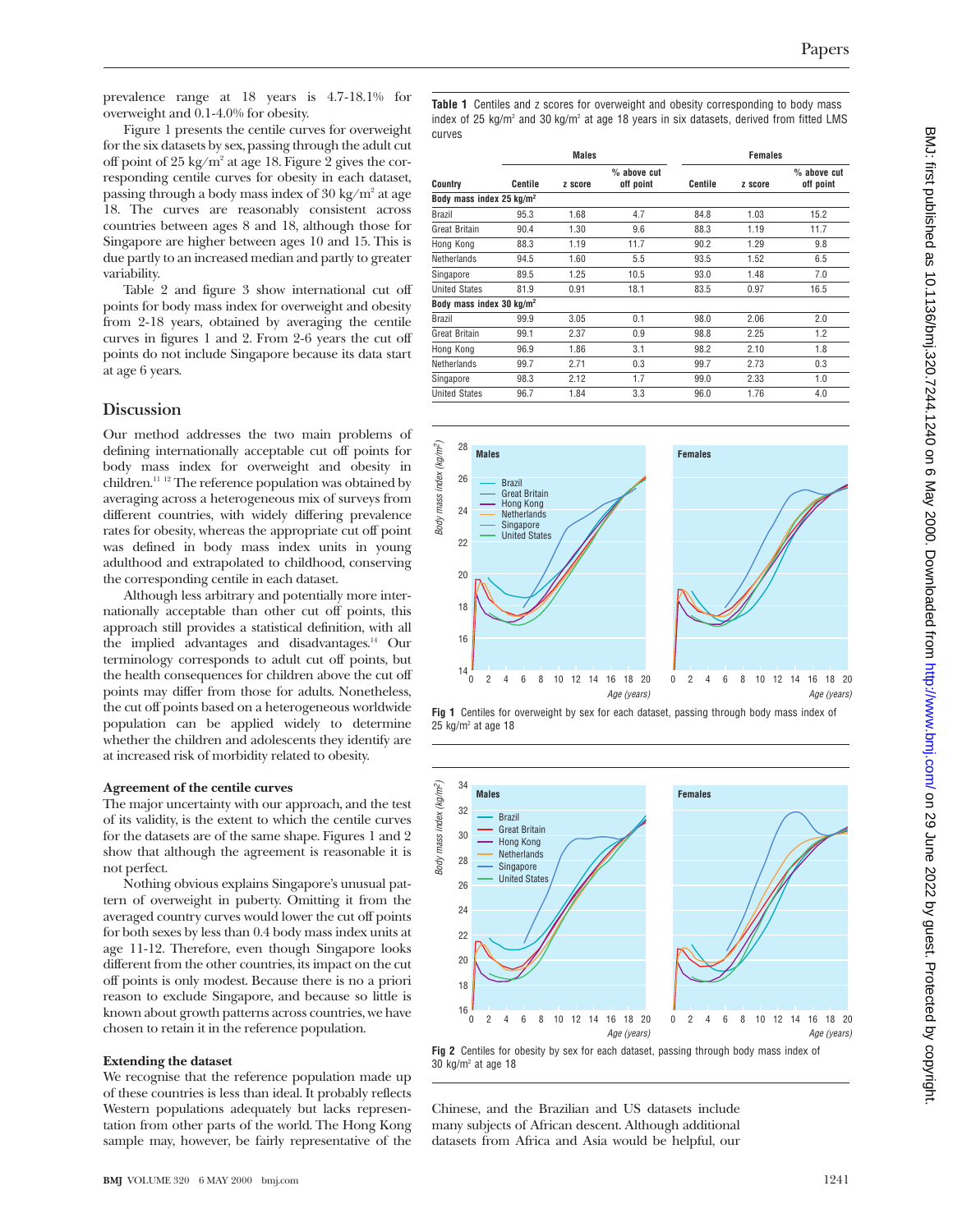prevalence range at 18 years is 4.7-18.1% for overweight and 0.1-4.0% for obesity.

Figure 1 presents the centile curves for overweight for the six datasets by sex, passing through the adult cut off point of 25 kg/m² at age 18. Figure 2 gives the corresponding centile curves for obesity in each dataset, passing through a body mass index of 30 kg/m² at age 18. The curves are reasonably consistent across countries between ages 8 and 18, although those for Singapore are higher between ages 10 and 15. This is due partly to an increased median and partly to greater variability.

Table 2 and figure 3 show international cut off points for body mass index for overweight and obesity from 2-18 years, obtained by averaging the centile curves in figures 1 and 2. From 2-6 years the cut off points do not include Singapore because its data start at age 6 years.

## Discussion

Our method addresses the two main problems of defining internationally acceptable cut off points for body mass index for overweight and obesity in children.[11 12] The reference population was obtained by averaging across a heterogeneous mix of surveys from different countries, with widely differing prevalence rates for obesity, whereas the appropriate cut off point was defined in body mass index units in young adulthood and extrapolated to childhood, conserving the corresponding centile in each dataset.

Although less arbitrary and potentially more internationally acceptable than other cut off points, this approach still provides a statistical definition, with all the implied advantages and disadvantages.[14] Our terminology corresponds to adult cut off points, but the health consequences for children above the cut off points may differ from those for adults. Nonetheless, the cut off points based on a heterogeneous worldwide population can be applied widely to determine whether the children and adolescents they identify are at increased risk of morbidity related to obesity.

### Agreement of the centile curves

The major uncertainty with our approach, and the test of its validity, is the extent to which the centile curves for the datasets are of the same shape. Figures 1 and 2 show that although the agreement is reasonable it is not perfect.

Nothing obvious explains Singapore's unusual pattern of overweight in puberty. Omitting it from the averaged country curves would lower the cut off points for both sexes by less than 0.4 body mass index units at age 11-12. Therefore, even though Singapore looks different from the other countries, its impact on the cut off points is only modest. Because there is no a priori reason to exclude Singapore, and because so little is known about growth patterns across countries, we have chosen to retain it in the reference population.

### Extending the dataset

We recognise that the reference population made up of these countries is less than ideal. It probably reflects Western populations adequately but lacks representation from other parts of the world. The Hong Kong sample may, however, be fairly representative of the Chinese, and the Brazilian and US datasets include many subjects of African descent. Although additional datasets from Africa and Asia would be helpful, our

**Table 1** Centiles and z scores for overweight and obesity corresponding to body mass index of 25 kg/m² and 30 kg/m² at age 18 years in six datasets, derived from fitted LMS curves

| | Males | | | Females | | |
|---|---|---|---|---|---|---|
| Country | Centile | z score | % above cut off point | Centile | z score | % above cut off point |
| **Body mass index 25 kg/m²** | | | | | | |
| Brazil | 95.3 | 1.68 | 4.7 | 84.8 | 1.03 | 15.2 |
| Great Britain | 90.4 | 1.30 | 9.6 | 88.3 | 1.19 | 11.7 |
| Hong Kong | 88.3 | 1.19 | 11.7 | 90.2 | 1.29 | 9.8 |
| Netherlands | 94.5 | 1.60 | 5.5 | 93.5 | 1.52 | 6.5 |
| Singapore | 89.5 | 1.25 | 10.5 | 93.0 | 1.48 | 7.0 |
| United States | 81.9 | 0.91 | 18.1 | 83.5 | 0.97 | 16.5 |
| **Body mass index 30 kg/m²** | | | | | | |
| Brazil | 99.9 | 3.05 | 0.1 | 98.0 | 2.06 | 2.0 |
| Great Britain | 99.1 | 2.37 | 0.9 | 98.8 | 2.25 | 1.2 |
| Hong Kong | 96.9 | 1.86 | 3.1 | 98.2 | 2.10 | 1.8 |
| Netherlands | 99.7 | 2.71 | 0.3 | 99.7 | 2.73 | 0.3 |
| Singapore | 98.3 | 2.12 | 1.7 | 99.0 | 2.33 | 1.0 |
| United States | 96.7 | 1.84 | 3.3 | 96.0 | 1.76 | 4.0 |

**Fig 1** Centiles for overweight by sex for each dataset, passing through body mass index of 25 kg/m² at age 18

**Fig 2** Centiles for obesity by sex for each dataset, passing through body mass index of 30 kg/m² at age 18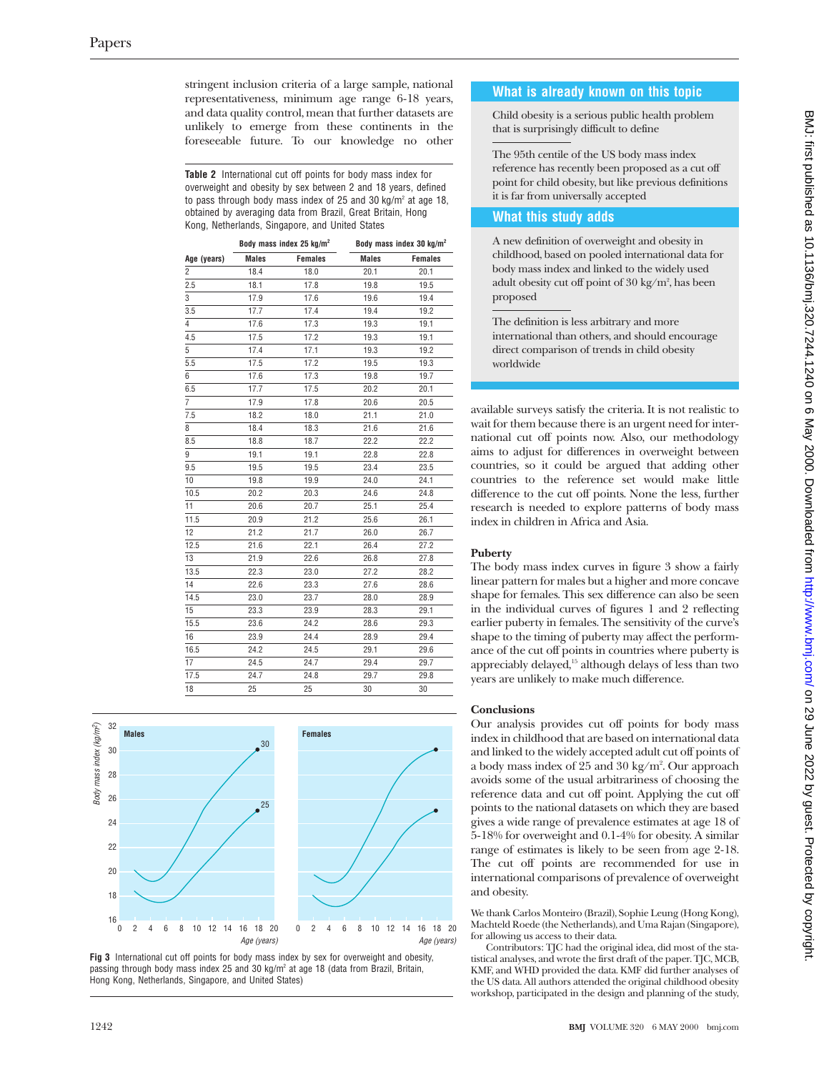stringent inclusion criteria of a large sample, national representativeness, minimum age range 6-18 years, and data quality control, mean that further datasets are unlikely to emerge from these continents in the foreseeable future. To our knowledge no other available surveys satisfy the criteria. It is not realistic to wait for them because there is an urgent need for international cut off points now. Also, our methodology aims to adjust for differences in overweight between countries, so it could be argued that adding other countries to the reference set would make little difference to the cut off points. None the less, further research is needed to explore patterns of body mass index in children in Africa and Asia.

**Table 2** International cut off points for body mass index for overweight and obesity by sex between 2 and 18 years, defined to pass through body mass index of 25 and 30 kg/m² at age 18, obtained by averaging data from Brazil, Great Britain, Hong Kong, Netherlands, Singapore, and United States

| | Body mass index 25 kg/m² | | Body mass index 30 kg/m² | |
|---|---|---|---|---|
| Age (years) | Males | Females | Males | Females |
| 2 | 18.4 | 18.0 | 20.1 | 20.1 |
| 2.5 | 18.1 | 17.8 | 19.8 | 19.5 |
| 3 | 17.9 | 17.6 | 19.6 | 19.4 |
| 3.5 | 17.7 | 17.4 | 19.4 | 19.2 |
| 4 | 17.6 | 17.3 | 19.3 | 19.1 |
| 4.5 | 17.5 | 17.2 | 19.3 | 19.1 |
| 5 | 17.4 | 17.1 | 19.3 | 19.2 |
| 5.5 | 17.5 | 17.2 | 19.5 | 19.3 |
| 6 | 17.6 | 17.3 | 19.8 | 19.7 |
| 6.5 | 17.7 | 17.5 | 20.2 | 20.1 |
| 7 | 17.9 | 17.8 | 20.6 | 20.5 |
| 7.5 | 18.2 | 18.0 | 21.1 | 21.0 |
| 8 | 18.4 | 18.3 | 21.6 | 21.6 |
| 8.5 | 18.8 | 18.7 | 22.2 | 22.2 |
| 9 | 19.1 | 19.1 | 22.8 | 22.8 |
| 9.5 | 19.5 | 19.5 | 23.4 | 23.5 |
| 10 | 19.8 | 19.9 | 24.0 | 24.1 |
| 10.5 | 20.2 | 20.3 | 24.6 | 24.8 |
| 11 | 20.6 | 20.7 | 25.1 | 25.4 |
| 11.5 | 20.9 | 21.2 | 25.6 | 26.1 |
| 12 | 21.2 | 21.7 | 26.0 | 26.7 |
| 12.5 | 21.6 | 22.1 | 26.4 | 27.2 |
| 13 | 21.9 | 22.6 | 26.8 | 27.8 |
| 13.5 | 22.3 | 23.0 | 27.2 | 28.2 |
| 14 | 22.6 | 23.3 | 27.6 | 28.6 |
| 14.5 | 23.0 | 23.7 | 28.0 | 28.9 |
| 15 | 23.3 | 23.9 | 28.3 | 29.1 |
| 15.5 | 23.6 | 24.2 | 28.6 | 29.3 |
| 16 | 23.9 | 24.4 | 28.9 | 29.4 |
| 16.5 | 24.2 | 24.5 | 29.1 | 29.6 |
| 17 | 24.5 | 24.7 | 29.4 | 29.7 |
| 17.5 | 24.7 | 24.8 | 29.7 | 29.8 |
| 18 | 25 | 25 | 30 | 30 |

**Fig 3** International cut off points for body mass index by sex for overweight and obesity, passing through body mass index 25 and 30 kg/m² at age 18 (data from Brazil, Britain, Hong Kong, Netherlands, Singapore, and United States)

## What is already known on this topic

Child obesity is a serious public health problem that is surprisingly difficult to define

The 95th centile of the US body mass index reference has recently been proposed as a cut off point for child obesity, but like previous definitions it is far from universally accepted

## What this study adds

A new definition of overweight and obesity in childhood, based on pooled international data for body mass index and linked to the widely used adult obesity cut off point of 30 kg/m², has been proposed

The definition is less arbitrary and more international than others, and should encourage direct comparison of trends in child obesity worldwide

### Puberty

The body mass index curves in figure 3 show a fairly linear pattern for males but a higher and more concave shape for females. This sex difference can also be seen in the individual curves of figures 1 and 2 reflecting earlier puberty in females. The sensitivity of the curve's shape to the timing of puberty may affect the performance of the cut off points in countries where puberty is appreciably delayed,[15] although delays of less than two years are unlikely to make much difference.

### Conclusions

Our analysis provides cut off points for body mass index in childhood that are based on international data and linked to the widely accepted adult cut off points of a body mass index of 25 and 30 kg/m². Our approach avoids some of the usual arbitrariness of choosing the reference data and cut off point. Applying the cut off points to the national datasets on which they are based gives a wide range of prevalence estimates at age 18 of 5-18% for overweight and 0.1-4% for obesity. A similar range of estimates is likely to be seen from age 2-18. The cut off points are recommended for use in international comparisons of prevalence of overweight and obesity.

We thank Carlos Monteiro (Brazil), Sophie Leung (Hong Kong), Machteld Roede (the Netherlands), and Uma Rajan (Singapore), for allowing us access to their data.

Contributors: TJC had the original idea, did most of the statistical analyses, and wrote the first draft of the paper. TJC, MCB, KMF, and WHD provided the data. KMF did further analyses of the US data. All authors attended the original childhood obesity workshop, participated in the design and planning of the study,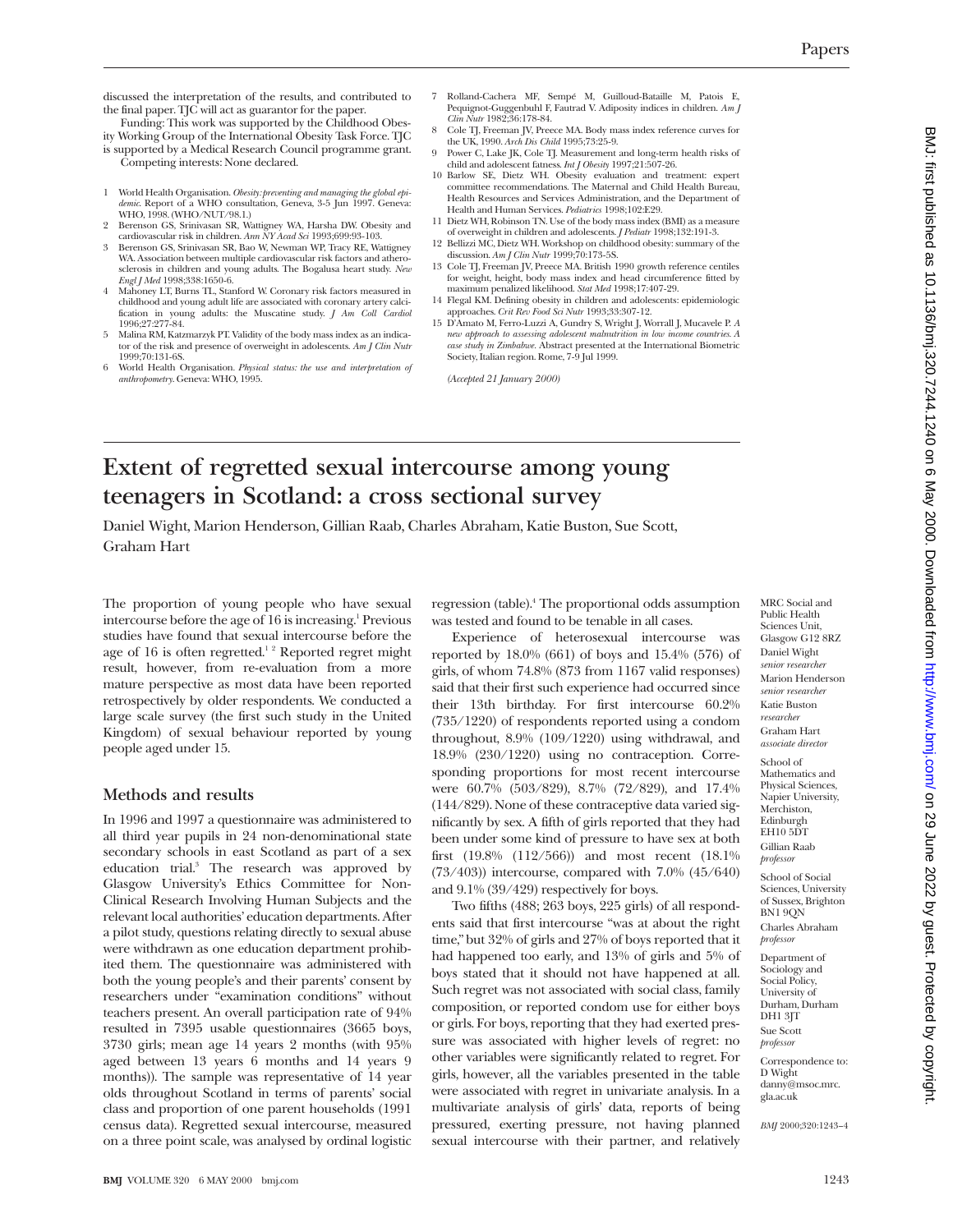discussed the interpretation of the results, and contributed to the final paper. TJC will act as guarantor for the paper.

Funding: This work was supported by the Childhood Obesity Working Group of the International Obesity Task Force. TJC is supported by a Medical Research Council programme grant.

Competing interests: None declared.

1 World Health Organisation. *Obesity: preventing and managing the global epidemic*. Report of a WHO consultation, Geneva, 3-5 Jun 1997. Geneva: WHO, 1998. (WHO/NUT/98.1.)
2 Berenson GS, Srinivasan SR, Wattigney WA, Harsha DW. Obesity and cardiovascular risk in children. *Ann NY Acad Sci* 1993;699:93-103.
3 Berenson GS, Srinivasan SR, Bao W, Newman WP, Tracy RE, Wattigney WA. Association between multiple cardiovascular risk factors and atherosclerosis in children and young adults. The Bogalusa heart study. *New Engl J Med* 1998;338:1650-6.
4 Mahoney LT, Burns TL, Stanford W. Coronary risk factors measured in childhood and young adult life are associated with coronary artery calcification in young adults: the Muscatine study. *J Am Coll Cardiol* 1996;27:277-84.
5 Malina RM, Katzmarzyk PT. Validity of the body mass index as an indicator of the risk and presence of overweight in adolescents. *Am J Clin Nutr* 1999;70:131-6S.
6 World Health Organisation. *Physical status: the use and interpretation of anthropometry*. Geneva: WHO, 1995.
7 Rolland-Cachera MF, Sempé M, Guilloud-Bataille M, Patois E, Pequignot-Guggenbuhl F, Fautrad V. Adiposity indices in children. *Am J Clin Nutr* 1982;36:178-84.
8 Cole TJ, Freeman JV, Preece MA. Body mass index reference curves for the UK, 1990. *Arch Dis Child* 1995;73:25-9.
9 Power C, Lake JK, Cole TJ. Measurement and long-term health risks of child and adolescent fatness. *Int J Obesity* 1997;21:507-26.
10 Barlow SE, Dietz WH. Obesity evaluation and treatment: expert committee recommendations. The Maternal and Child Health Bureau, Health Resources and Services Administration, and the Department of Health and Human Services. *Pediatrics* 1998;102:E29.
11 Dietz WH, Robinson TN. Use of the body mass index (BMI) as a measure of overweight in children and adolescents. *J Pediatr* 1998;132:191-3.
12 Bellizzi MC, Dietz WH. Workshop on childhood obesity: summary of the discussion. *Am J Clin Nutr* 1999;70:173-5S.
13 Cole TJ, Freeman JV, Preece MA. British 1990 growth reference centiles for weight, height, body mass index and head circumference fitted by maximum penalized likelihood. *Stat Med* 1998;17:407-29.
14 Flegal KM. Defining obesity in children and adolescents: epidemiologic approaches. *Crit Rev Food Sci Nutr* 1993;33:307-12.
15 D'Amato M, Ferro-Luzzi A, Gundry S, Wright J, Worrall J, Mucavele P. *A new approach to assessing adolescent malnutrition in low income countries. A case study in Zimbabwe*. Abstract presented at the International Biometric Society, Italian region. Rome, 7-9 Jul 1999.

*(Accepted 21 January 2000)*

# Extent of regretted sexual intercourse among young teenagers in Scotland: a cross sectional survey

Daniel Wight, Marion Henderson, Gillian Raab, Charles Abraham, Katie Buston, Sue Scott, Graham Hart

The proportion of young people who have sexual intercourse before the age of 16 is increasing.[1] Previous studies have found that sexual intercourse before the age of 16 is often regretted.[1,2] Reported regret might result, however, from re-evaluation from a more mature perspective as most data have been reported retrospectively by older respondents. We conducted a large scale survey (the first such study in the United Kingdom) of sexual behaviour reported by young people aged under 15.

## Methods and results

In 1996 and 1997 a questionnaire was administered to all third year pupils in 24 non-denominational state secondary schools in east Scotland as part of a sex education trial.[3] The research was approved by Glasgow University's Ethics Committee for Non-Clinical Research Involving Human Subjects and the relevant local authorities' education departments. After a pilot study, questions relating directly to sexual abuse were withdrawn as one education department prohibited them. The questionnaire was administered with both the young people's and their parents' consent by researchers under "examination conditions" without teachers present. An overall participation rate of 94% resulted in 7395 usable questionnaires (3665 boys, 3730 girls; mean age 14 years 2 months (with 95% aged between 13 years 6 months and 14 years 9 months)). The sample was representative of 14 year olds throughout Scotland in terms of parents' social class and proportion of one parent households (1991 census data). Regretted sexual intercourse, measured on a three point scale, was analysed by ordinal logistic regression (table).[4] The proportional odds assumption was tested and found to be tenable in all cases.

Experience of heterosexual intercourse was reported by 18.0% (661) of boys and 15.4% (576) of girls, of whom 74.8% (873 from 1167 valid responses) said that their first such experience had occurred since their 13th birthday. For first intercourse 60.2% (735/1220) of respondents reported using a condom throughout, 8.9% (109/1220) using withdrawal, and 18.9% (230/1220) using no contraception. Corresponding proportions for most recent intercourse were 60.7% (503/829), 8.7% (72/829), and 17.4% (144/829). None of these contraceptive data varied significantly by sex. A fifth of girls reported that they had been under some kind of pressure to have sex at both first (19.8% (112/566)) and most recent (18.1% (73/403)) intercourse, compared with 7.0% (45/640) and 9.1% (39/429) respectively for boys.

Two fifths (488; 263 boys, 225 girls) of all respondents said that first intercourse "was at about the right time," but 32% of girls and 27% of boys reported that it had happened too early, and 13% of girls and 5% of boys stated that it should not have happened at all. Such regret was not associated with social class, family composition, or reported condom use for either boys or girls. For boys, reporting that they had exerted pressure was associated with higher levels of regret: no other variables were significantly related to regret. For girls, however, all the variables presented in the table were associated with regret in univariate analysis. In a multivariate analysis of girls' data, reports of being pressured, exerting pressure, not having planned sexual intercourse with their partner, and relatively

MRC Social and Public Health Sciences Unit, Glasgow G12 8RZ
Daniel Wight *senior researcher*
Marion Henderson *senior researcher*
Katie Buston *researcher*
Graham Hart *associate director*

School of Mathematics and Physical Sciences, Napier University, Merchiston, Edinburgh EH10 5DT
Gillian Raab *professor*

School of Social Sciences, University of Sussex, Brighton BN1 9QN
Charles Abraham *professor*

Department of Sociology and Social Policy, University of Durham, Durham DH1 3JT
Sue Scott *professor*

Correspondence to: D Wight danny@msoc.mrc.gla.ac.uk

*BMJ* 2000;320:1243–4